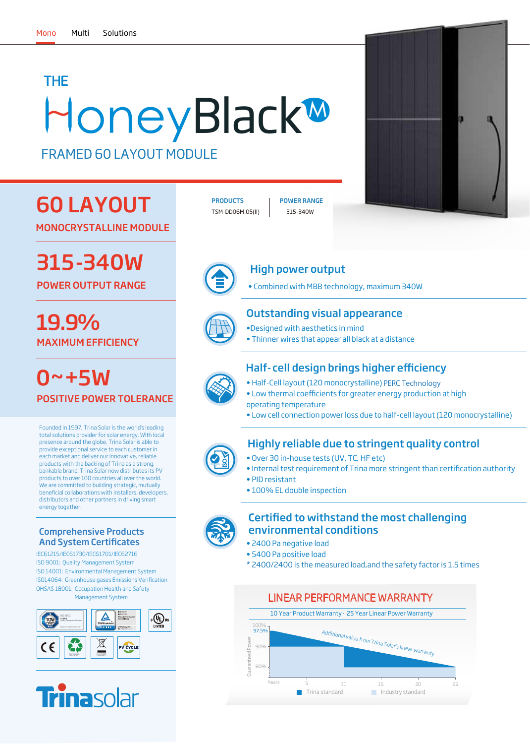Mono Multi Solutions

# THE HoneyBlack M

## FRAMED 60 LAYOUT MODULE

## 60 LAYOUT

MONOCRYSTALLINE MODULE

| PRODUCTS | POWER RANGE |
| --- | --- |
| TSM-DD06M.05(II) | 315-340W |

## 315-340W

POWER OUTPUT RANGE

## 19.9%

MAXIMUM EFFICIENCY

## 0~+5W

POSITIVE POWER TOLERANCE

Founded in 1997, Trina Solar is the world's leading total solutions provider for solar energy. With local presence around the globe, Trina Solar is able to provide exceptional service to each customer in each market and deliver our innovative, reliable products with the backing of Trina as a strong, bankable brand. Trina Solar now distributes its PV products to over 100 countries all over the world. We are committed to building strategic, mutually beneficial collaborations with installers, developers, distributors and other partners in driving smart energy together.

### Comprehensive Products And System Certificates

IEC61215/IEC61730/IEC61701/IEC62716
ISO 9001: Quality Management System
ISO 14001: Environmental Management System
ISO14064: Greenhouse gases Emissions Verification
OHSAS 18001: Occupation Health and Safety Management System

Trinasolar

### High power output

- Combined with MBB technology, maximum 340W

### Outstanding visual appearance

- Designed with aesthetics in mind
- Thinner wires that appear all black at a distance

### Half-cell design brings higher efficiency

- Half-Cell layout (120 monocrystalline) PERC Technology
- Low thermal coefficients for greater energy production at high operating temperature
- Low cell connection power loss due to half-cell layout (120 monocrystalline)

### Highly reliable due to stringent quality control

- Over 30 in-house tests (UV, TC, HF etc)
- Internal test requirement of Trina more stringent than certification authority
- PID resistant
- 100% EL double inspection

### Certified to withstand the most challenging environmental conditions

- 2400 Pa negative load
- 5400 Pa positive load

* 2400/2400 is the measured load,and the safety factor is 1.5 times

### LINEAR PERFORMANCE WARRANTY

10 Year Product Warranty · 25 Year Linear Power Warranty

Guaranteed Power: 100%, 97.5%, 90%, 80%

Years: 5, 10, 15, 20, 25

Additional value from Trina Solar's linear warranty

Trina standard / Industry standard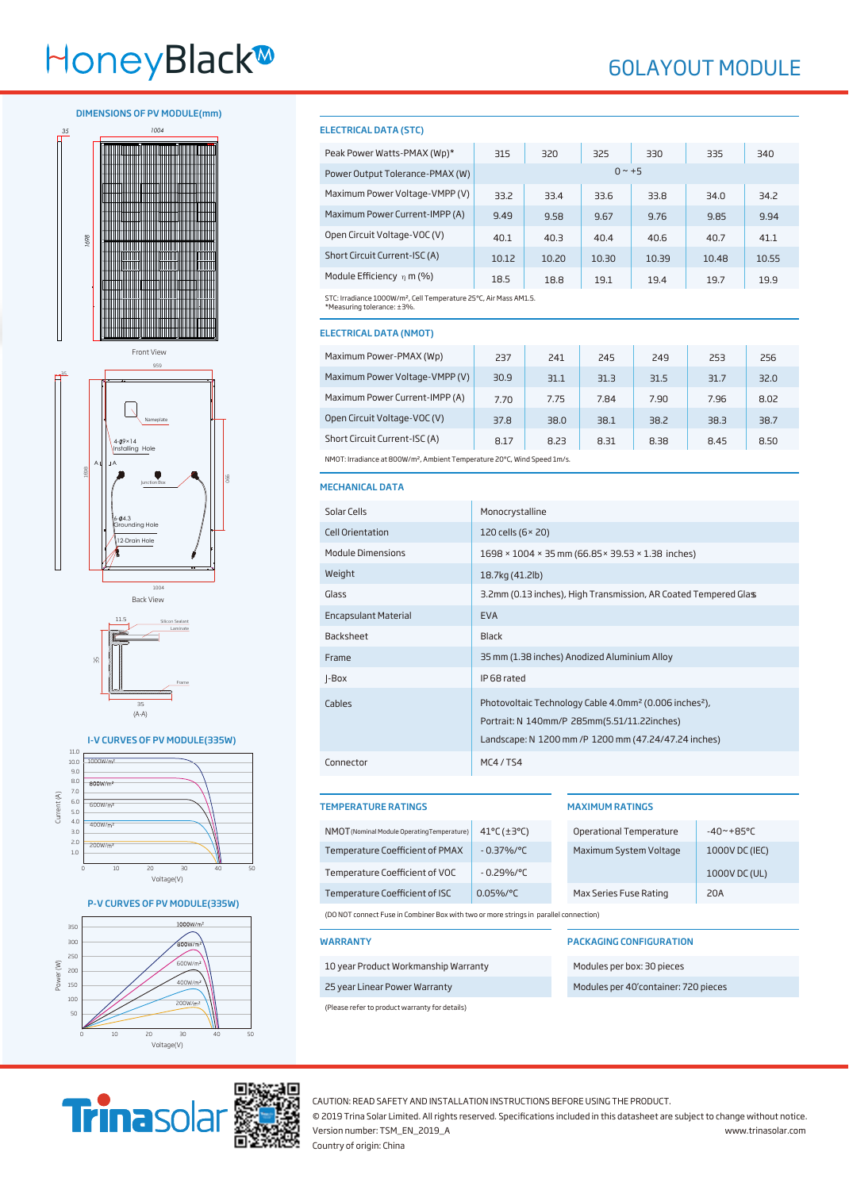# HoneyBlack

## 60LAYOUT MODULE

### DIMENSIONS OF PV MODULE(mm)

35
1004
1698

Front View

950
35
Nameplate
4-φ9×14
Installing Hole
A A
1698
Junction Box
990
6-φ4.3
Grounding Hole
12-Drain Hole
1004

Back View

11.5
Silicon Sealant
Laminate
35
Frame
35
(A-A)

### I-V CURVES OF PV MODULE(335W)

Current (A)
11.0
10.0
9.0
8.0
7.0
6.0
5.0
4.0
3.0
2.0
1.0
1000W/m²
800W/m²
600W/m²
400W/m²
200W/m²
0 10 20 30 40 50
Voltage(V)

### P-V CURVES OF PV MODULE(335W)

Power (W)
350
300
250
200
150
100
50
1000W/m²
800W/m²
600W/m²
400W/m²
200W/m²
0 10 20 30 40 50
Voltage(V)

### ELECTRICAL DATA (STC)

| | | | | | | |
|---|---|---|---|---|---|---|
| Peak Power Watts-PMAX (Wp)* | 315 | 320 | 325 | 330 | 335 | 340 |
| Power Output Tolerance-PMAX (W) | 0 ~ +5 | | | | | |
| Maximum Power Voltage-VMPP (V) | 33.2 | 33.4 | 33.6 | 33.8 | 34.0 | 34.2 |
| Maximum Power Current-IMPP (A) | 9.49 | 9.58 | 9.67 | 9.76 | 9.85 | 9.94 |
| Open Circuit Voltage-VOC (V) | 40.1 | 40.3 | 40.4 | 40.6 | 40.7 | 41.1 |
| Short Circuit Current-ISC (A) | 10.12 | 10.20 | 10.30 | 10.39 | 10.48 | 10.55 |
| Module Efficiency $\eta$ m (%) | 18.5 | 18.8 | 19.1 | 19.4 | 19.7 | 19.9 |

STC: Irradiance 1000W/m², Cell Temperature 25°C, Air Mass AM1.5.
*Measuring tolerance: ±3%.

### ELECTRICAL DATA (NMOT)

| | | | | | | |
|---|---|---|---|---|---|---|
| Maximum Power-PMAX (Wp) | 237 | 241 | 245 | 249 | 253 | 256 |
| Maximum Power Voltage-VMPP (V) | 30.9 | 31.1 | 31.3 | 31.5 | 31.7 | 32.0 |
| Maximum Power Current-IMPP (A) | 7.70 | 7.75 | 7.84 | 7.90 | 7.96 | 8.02 |
| Open Circuit Voltage-VOC (V) | 37.8 | 38.0 | 38.1 | 38.2 | 38.3 | 38.7 |
| Short Circuit Current-ISC (A) | 8.17 | 8.23 | 8.31 | 8.38 | 8.45 | 8.50 |

NMOT: Irradiance at 800W/m², Ambient Temperature 20°C, Wind Speed 1m/s.

### MECHANICAL DATA

| | |
|---|---|
| Solar Cells | Monocrystalline |
| Cell Orientation | 120 cells (6× 20) |
| Module Dimensions | 1698 × 1004 × 35 mm (66.85× 39.53 × 1.38 inches) |
| Weight | 18.7kg (41.2lb) |
| Glass | 3.2mm (0.13 inches), High Transmission, AR Coated Tempered Glass |
| Encapsulant Material | EVA |
| Backsheet | Black |
| Frame | 35 mm (1.38 inches) Anodized Aluminium Alloy |
| J-Box | IP 68 rated |
| Cables | Photovoltaic Technology Cable 4.0mm² (0.006 inches²),<br>Portrait: N 140mm/P 285mm(5.51/11.22inches)<br>Landscape: N 1200 mm /P 1200 mm (47.24/47.24 inches) |
| Connector | MC4 / TS4 |

### TEMPERATURE RATINGS

| | |
|---|---|
| NMOT (Nominal Module Operating Temperature) | 41°C (±3°C) |
| Temperature Coefficient of PMAX | - 0.37%/°C |
| Temperature Coefficient of VOC | - 0.29%/°C |
| Temperature Coefficient of ISC | 0.05%/°C |

### MAXIMUM RATINGS

| | |
|---|---|
| Operational Temperature | -40~+85°C |
| Maximum System Voltage | 1000V DC (IEC) |
| | 1000V DC (UL) |
| Max Series Fuse Rating | 20A |

(DO NOT connect Fuse in Combiner Box with two or more strings in parallel connection)

### WARRANTY

10 year Product Workmanship Warranty

25 year Linear Power Warranty

(Please refer to product warranty for details)

### PACKAGING CONFIGURATION

Modules per box: 30 pieces

Modules per 40'container: 720 pieces

Trinasolar

CAUTION: READ SAFETY AND INSTALLATION INSTRUCTIONS BEFORE USING THE PRODUCT.
© 2019 Trina Solar Limited. All rights reserved. Specifications included in this datasheet are subject to change without notice.
Version number: TSM_EN_2019_A
www.trinasolar.com
Country of origin: China